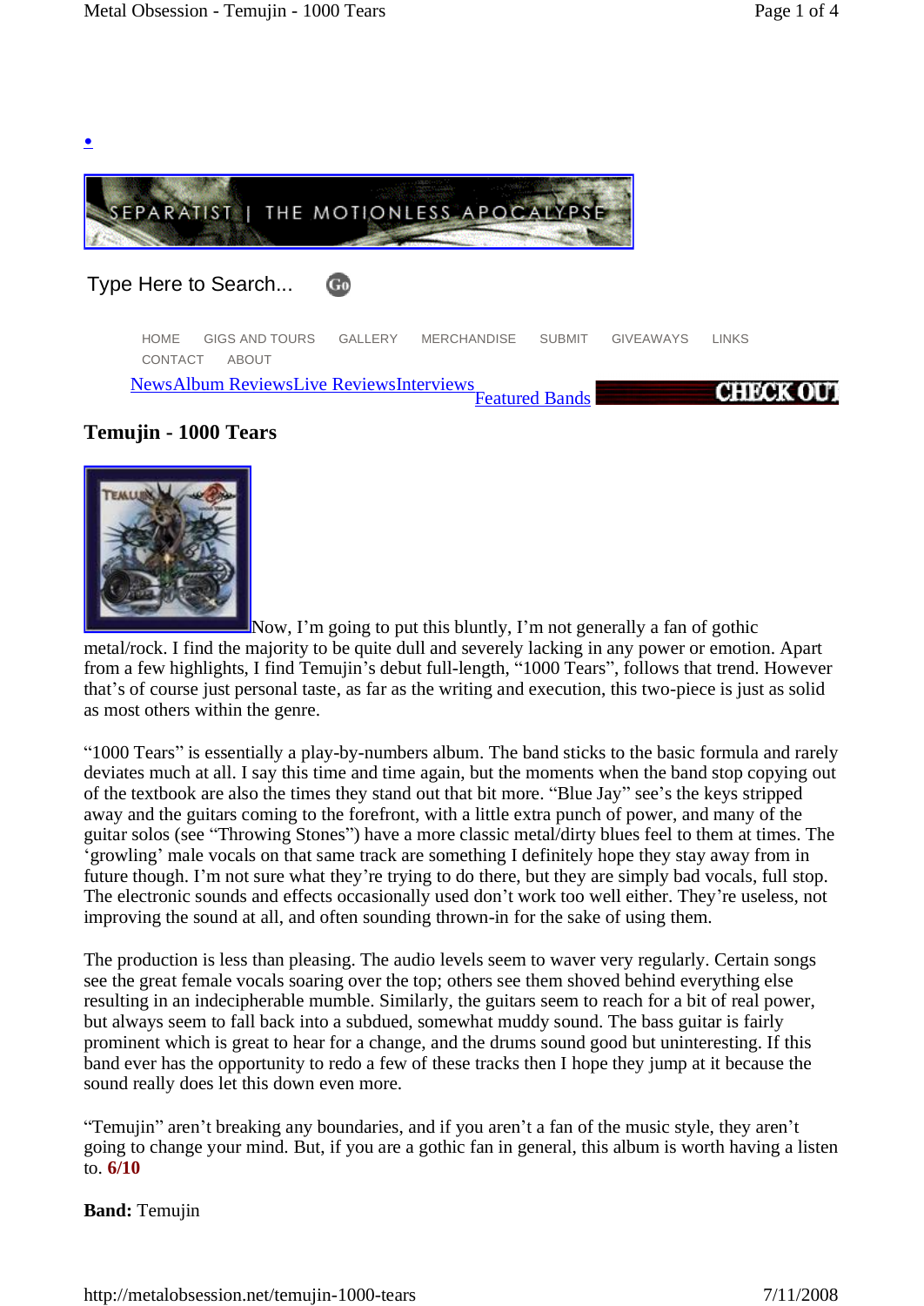•

SEPARATIST | THE MOTIONLESS APOCALYPSE

Type Here to Search... Go

HOME GIGS AND TOURS GALLERY MERCHANDISE SUBMIT GIVEAWAYS LINKS CONTACT ABOUT

News Album Reviews Live Reviews Interviews Featured Bands

CHECK OUT

## Temujin - 1000 Tears

Now, I'm going to put this bluntly, I'm not generally a fan of gothic metal/rock. I find the majority to be quite dull and severely lacking in any power or emotion. Apart from a few highlights, I find Temujin's debut full-length, "1000 Tears", follows that trend. However that's of course just personal taste, as far as the writing and execution, this two-piece is just as solid as most others within the genre.

"1000 Tears" is essentially a play-by-numbers album. The band sticks to the basic formula and rarely deviates much at all. I say this time and time again, but the moments when the band stop copying out of the textbook are also the times they stand out that bit more. "Blue Jay" see's the keys stripped away and the guitars coming to the forefront, with a little extra punch of power, and many of the guitar solos (see "Throwing Stones") have a more classic metal/dirty blues feel to them at times. The 'growling' male vocals on that same track are something I definitely hope they stay away from in future though. I'm not sure what they're trying to do there, but they are simply bad vocals, full stop. The electronic sounds and effects occasionally used don't work too well either. They're useless, not improving the sound at all, and often sounding thrown-in for the sake of using them.

The production is less than pleasing. The audio levels seem to waver very regularly. Certain songs see the great female vocals soaring over the top; others see them shoved behind everything else resulting in an indecipherable mumble. Similarly, the guitars seem to reach for a bit of real power, but always seem to fall back into a subdued, somewhat muddy sound. The bass guitar is fairly prominent which is great to hear for a change, and the drums sound good but uninteresting. If this band ever has the opportunity to redo a few of these tracks then I hope they jump at it because the sound really does let this down even more.

"Temujin" aren't breaking any boundaries, and if you aren't a fan of the music style, they aren't going to change your mind. But, if you are a gothic fan in general, this album is worth having a listen to. **6/10**

**Band:** Temujin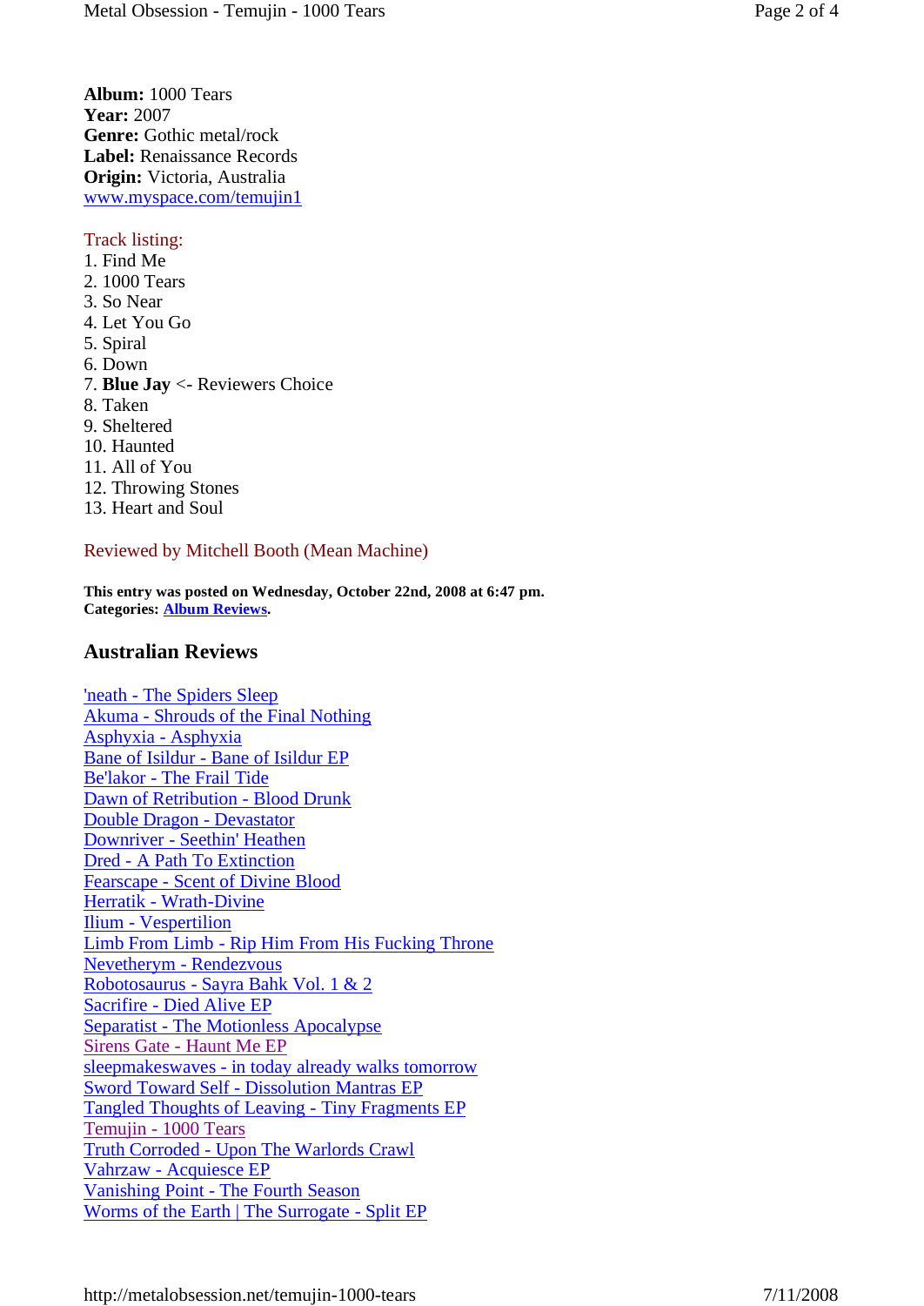**Album:** 1000 Tears
**Year:** 2007
**Genre:** Gothic metal/rock
**Label:** Renaissance Records
**Origin:** Victoria, Australia
www.myspace.com/temujin1

Track listing:
1. Find Me
2. 1000 Tears
3. So Near
4. Let You Go
5. Spiral
6. Down
7. **Blue Jay** <- Reviewers Choice
8. Taken
9. Sheltered
10. Haunted
11. All of You
12. Throwing Stones
13. Heart and Soul

Reviewed by Mitchell Booth (Mean Machine)

**This entry was posted on Wednesday, October 22nd, 2008 at 6:47 pm.**
**Categories: Album Reviews.**

## Australian Reviews

'neath - The Spiders Sleep
Akuma - Shrouds of the Final Nothing
Asphyxia - Asphyxia
Bane of Isildur - Bane of Isildur EP
Be'lakor - The Frail Tide
Dawn of Retribution - Blood Drunk
Double Dragon - Devastator
Downriver - Seethin' Heathen
Dred - A Path To Extinction
Fearscape - Scent of Divine Blood
Herratik - Wrath-Divine
Ilium - Vespertilion
Limb From Limb - Rip Him From His Fucking Throne
Nevetherym - Rendezvous
Robotosaurus - Sayra Bahk Vol. 1 & 2
Sacrifire - Died Alive EP
Separatist - The Motionless Apocalypse
Sirens Gate - Haunt Me EP
sleepmakeswaves - in today already walks tomorrow
Sword Toward Self - Dissolution Mantras EP
Tangled Thoughts of Leaving - Tiny Fragments EP
Temujin - 1000 Tears
Truth Corroded - Upon The Warlords Crawl
Vahrzaw - Acquiesce EP
Vanishing Point - The Fourth Season
Worms of the Earth | The Surrogate - Split EP